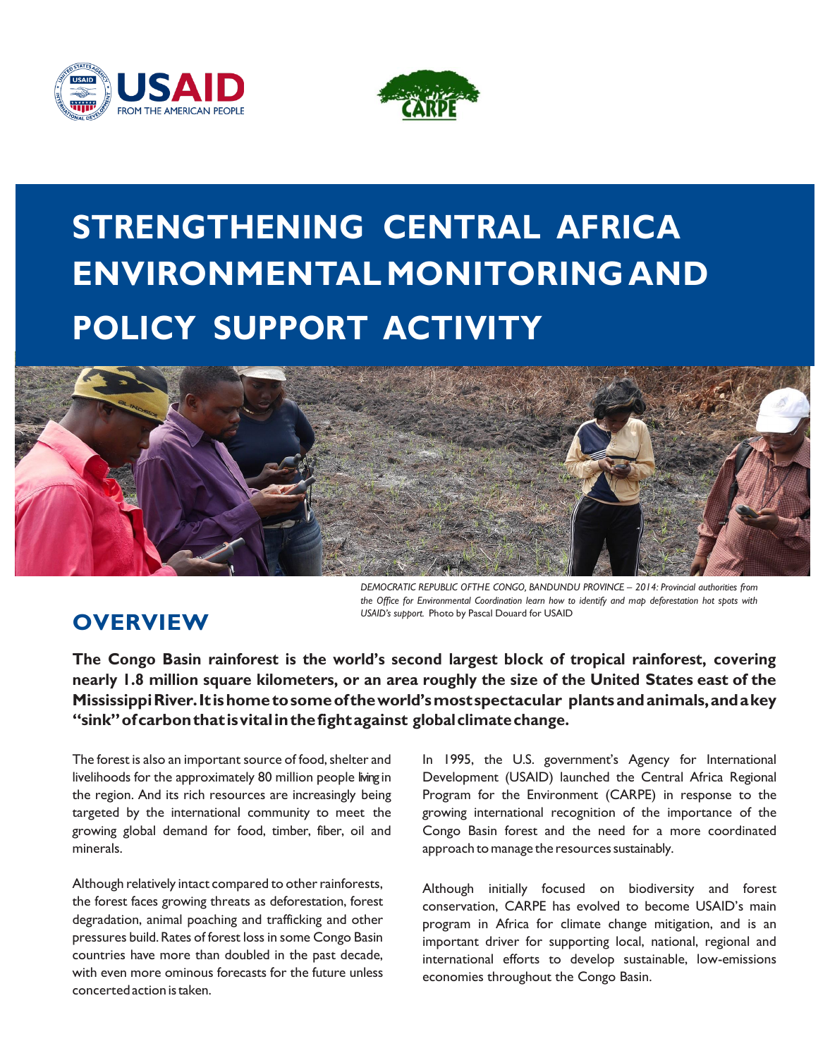# STRENGTHENING CENTRAL AFRICA ENVIRONMENTAL MONITORING AND POLICY SUPPORT ACTIVITY

*DEMOCRATIC REPUBLIC OF THE CONGO, BANDUNDU PROVINCE – 2014: Provincial authorities from the Office for Environmental Coordination learn how to identify and map deforestation hot spots with USAID's support.* Photo by Pascal Douard for USAID

## OVERVIEW

**The Congo Basin rainforest is the world's second largest block of tropical rainforest, covering nearly 1.8 million square kilometers, or an area roughly the size of the United States east of the Mississippi River. It is home to some of the world's most spectacular plants and animals, and a key "sink" of carbon that is vital in the fight against global climate change.**

The forest is also an important source of food, shelter and livelihoods for the approximately 80 million people living in the region. And its rich resources are increasingly being targeted by the international community to meet the growing global demand for food, timber, fiber, oil and minerals.

Although relatively intact compared to other rainforests, the forest faces growing threats as deforestation, forest degradation, animal poaching and trafficking and other pressures build. Rates of forest loss in some Congo Basin countries have more than doubled in the past decade, with even more ominous forecasts for the future unless concerted action is taken.

In 1995, the U.S. government's Agency for International Development (USAID) launched the Central Africa Regional Program for the Environment (CARPE) in response to the growing international recognition of the importance of the Congo Basin forest and the need for a more coordinated approach to manage the resources sustainably.

Although initially focused on biodiversity and forest conservation, CARPE has evolved to become USAID's main program in Africa for climate change mitigation, and is an important driver for supporting local, national, regional and international efforts to develop sustainable, low-emissions economies throughout the Congo Basin.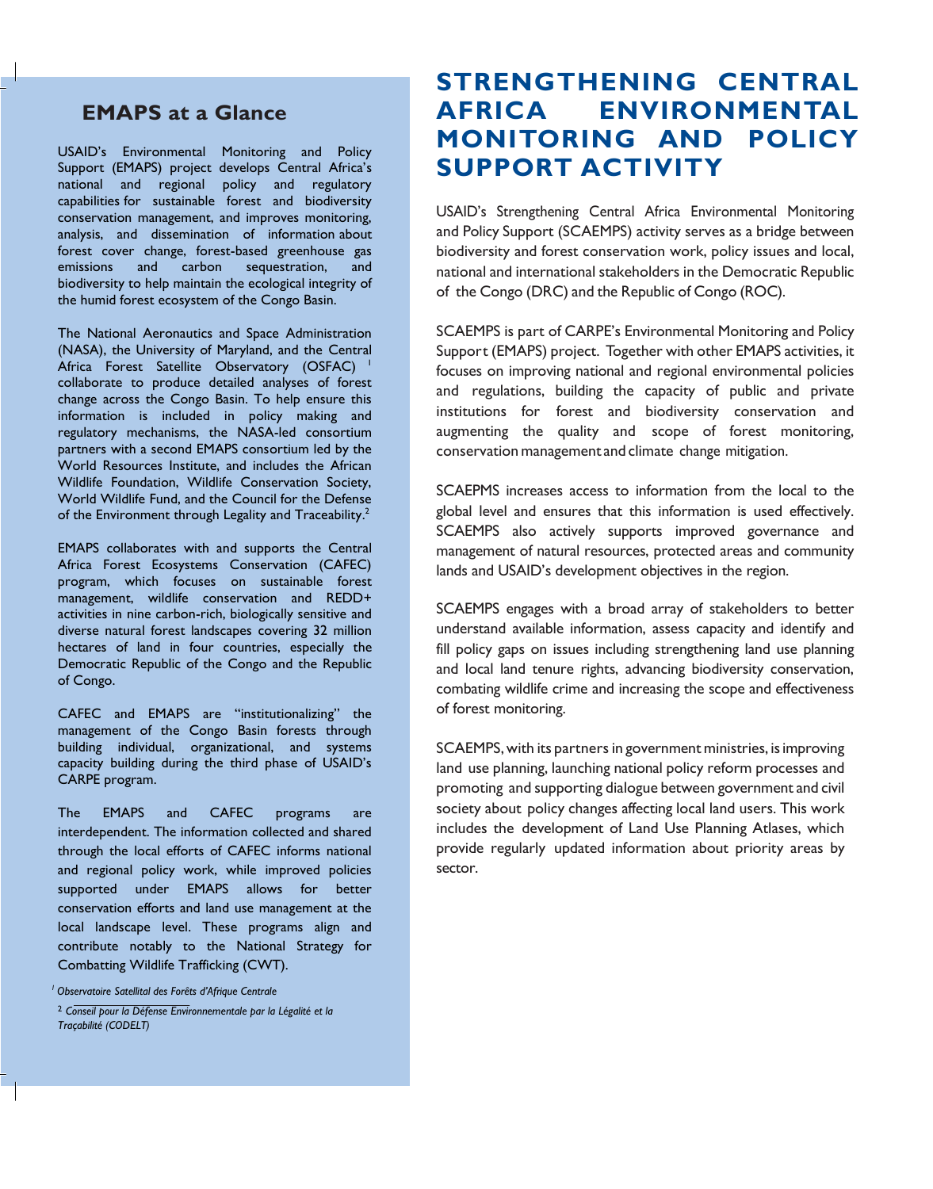## EMAPS at a Glance

USAID's Environmental Monitoring and Policy Support (EMAPS) project develops Central Africa's national and regional policy and regulatory capabilities for sustainable forest and biodiversity conservation management, and improves monitoring, analysis, and dissemination of information about forest cover change, forest-based greenhouse gas emissions and carbon sequestration, and biodiversity to help maintain the ecological integrity of the humid forest ecosystem of the Congo Basin.

The National Aeronautics and Space Administration (NASA), the University of Maryland, and the Central Africa Forest Satellite Observatory (OSFAC) [1] collaborate to produce detailed analyses of forest change across the Congo Basin. To help ensure this information is included in policy making and regulatory mechanisms, the NASA-led consortium partners with a second EMAPS consortium led by the World Resources Institute, and includes the African Wildlife Foundation, Wildlife Conservation Society, World Wildlife Fund, and the Council for the Defense of the Environment through Legality and Traceability.[2]

EMAPS collaborates with and supports the Central Africa Forest Ecosystems Conservation (CAFEC) program, which focuses on sustainable forest management, wildlife conservation and REDD+ activities in nine carbon-rich, biologically sensitive and diverse natural forest landscapes covering 32 million hectares of land in four countries, especially the Democratic Republic of the Congo and the Republic of Congo.

CAFEC and EMAPS are "institutionalizing" the management of the Congo Basin forests through building individual, organizational, and systems capacity building during the third phase of USAID's CARPE program.

The EMAPS and CAFEC programs are interdependent. The information collected and shared through the local efforts of CAFEC informs national and regional policy work, while improved policies supported under EMAPS allows for better conservation efforts and land use management at the local landscape level. These programs align and contribute notably to the National Strategy for Combatting Wildlife Trafficking (CWT).

[1] *Observatoire Satellital des Forêts d'Afrique Centrale*

[2] *Conseil pour la Défense Environnementale par la Légalité et la Traçabilité (CODELT)*

# STRENGTHENING CENTRAL AFRICA ENVIRONMENTAL MONITORING AND POLICY SUPPORT ACTIVITY

USAID's Strengthening Central Africa Environmental Monitoring and Policy Support (SCAEMPS) activity serves as a bridge between biodiversity and forest conservation work, policy issues and local, national and international stakeholders in the Democratic Republic of the Congo (DRC) and the Republic of Congo (ROC).

SCAEMPS is part of CARPE's Environmental Monitoring and Policy Support (EMAPS) project. Together with other EMAPS activities, it focuses on improving national and regional environmental policies and regulations, building the capacity of public and private institutions for forest and biodiversity conservation and augmenting the quality and scope of forest monitoring, conservation management and climate change mitigation.

SCAEPMS increases access to information from the local to the global level and ensures that this information is used effectively. SCAEMPS also actively supports improved governance and management of natural resources, protected areas and community lands and USAID's development objectives in the region.

SCAEMPS engages with a broad array of stakeholders to better understand available information, assess capacity and identify and fill policy gaps on issues including strengthening land use planning and local land tenure rights, advancing biodiversity conservation, combating wildlife crime and increasing the scope and effectiveness of forest monitoring.

SCAEMPS, with its partners in government ministries, is improving land use planning, launching national policy reform processes and promoting and supporting dialogue between government and civil society about policy changes affecting local land users. This work includes the development of Land Use Planning Atlases, which provide regularly updated information about priority areas by sector.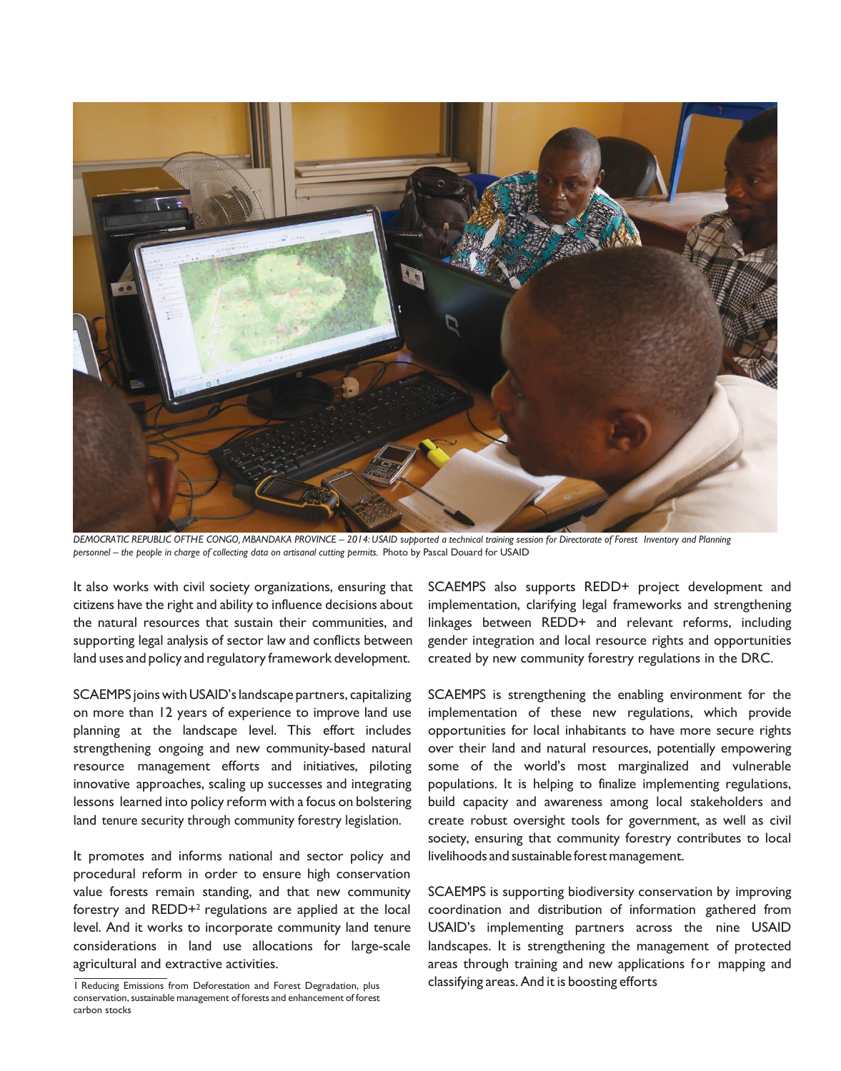*DEMOCRATIC REPUBLIC OFTHE CONGO, MBANDAKA PROVINCE – 2014: USAID supported a technical training session for Directorate of Forest Inventory and Planning personnel – the people in charge of collecting data on artisanal cutting permits.* Photo by Pascal Douard for USAID

It also works with civil society organizations, ensuring that citizens have the right and ability to influence decisions about the natural resources that sustain their communities, and supporting legal analysis of sector law and conflicts between land uses and policy and regulatory framework development.

SCAEMPS joins with USAID's landscape partners, capitalizing on more than 12 years of experience to improve land use planning at the landscape level. This effort includes strengthening ongoing and new community-based natural resource management efforts and initiatives, piloting innovative approaches, scaling up successes and integrating lessons learned into policy reform with a focus on bolstering land tenure security through community forestry legislation.

It promotes and informs national and sector policy and procedural reform in order to ensure high conservation value forests remain standing, and that new community forestry and REDD+[2] regulations are applied at the local level. And it works to incorporate community land tenure considerations in land use allocations for large-scale agricultural and extractive activities.

SCAEMPS also supports REDD+ project development and implementation, clarifying legal frameworks and strengthening linkages between REDD+ and relevant reforms, including gender integration and local resource rights and opportunities created by new community forestry regulations in the DRC.

SCAEMPS is strengthening the enabling environment for the implementation of these new regulations, which provide opportunities for local inhabitants to have more secure rights over their land and natural resources, potentially empowering some of the world's most marginalized and vulnerable populations. It is helping to finalize implementing regulations, build capacity and awareness among local stakeholders and create robust oversight tools for government, as well as civil society, ensuring that community forestry contributes to local livelihoods and sustainable forest management.

SCAEMPS is supporting biodiversity conservation by improving coordination and distribution of information gathered from USAID's implementing partners across the nine USAID landscapes. It is strengthening the management of protected areas through training and new applications for mapping and classifying areas. And it is boosting efforts

1 Reducing Emissions from Deforestation and Forest Degradation, plus conservation, sustainable management of forests and enhancement of forest carbon stocks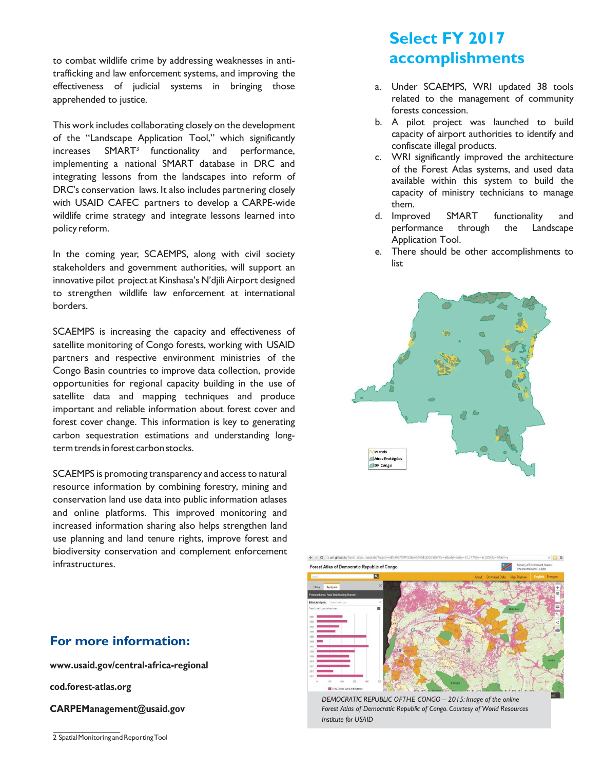to combat wildlife crime by addressing weaknesses in anti-trafficking and law enforcement systems, and improving the effectiveness of judicial systems in bringing those apprehended to justice.

This work includes collaborating closely on the development of the "Landscape Application Tool," which significantly increases SMART[3] functionality and performance, implementing a national SMART database in DRC and integrating lessons from the landscapes into reform of DRC's conservation laws. It also includes partnering closely with USAID CAFEC partners to develop a CARPE-wide wildlife crime strategy and integrate lessons learned into policy reform.

In the coming year, SCAEMPS, along with civil society stakeholders and government authorities, will support an innovative pilot project at Kinshasa's N'djili Airport designed to strengthen wildlife law enforcement at international borders.

SCAEMPS is increasing the capacity and effectiveness of satellite monitoring of Congo forests, working with USAID partners and respective environment ministries of the Congo Basin countries to improve data collection, provide opportunities for regional capacity building in the use of satellite data and mapping techniques and produce important and reliable information about forest cover and forest cover change. This information is key to generating carbon sequestration estimations and understanding long-term trends in forest carbon stocks.

SCAEMPS is promoting transparency and access to natural resource information by combining forestry, mining and conservation land use data into public information atlases and online platforms. This improved monitoring and increased information sharing also helps strengthen land use planning and land tenure rights, improve forest and biodiversity conservation and complement enforcement infrastructures.

## Select FY 2017 accomplishments

a. Under SCAEMPS, WRI updated 38 tools related to the management of community forests concession.
b. A pilot project was launched to build capacity of airport authorities to identify and confiscate illegal products.
c. WRI significantly improved the architecture of the Forest Atlas systems, and used data available within this system to build the capacity of ministry technicians to manage them.
d. Improved SMART functionality and performance through the Landscape Application Tool.
e. There should be other accomplishments to list

Patrols
Aires Protégées
DR Congo

*DEMOCRATIC REPUBLIC OFTHE CONGO – 2015: Image of the online Forest Atlas of Democratic Republic of Congo. Courtesy of World Resources Institute for USAID*

## For more information:

**www.usaid.gov/central-africa-regional**

**cod.forest-atlas.org**

**CARPEManagement@usaid.gov**

2 Spatial Monitoring and Reporting Tool